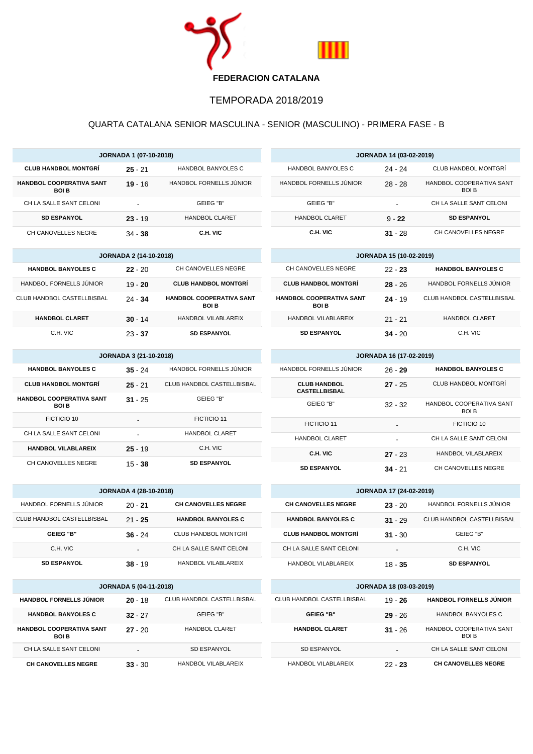# FEDERACION CATALANA

## TEMPORADA 2018/2019

### QUARTA CATALANA SENIOR MASCULINA - SENIOR (MASCULINO) - PRIMERA FASE - B

| JORNADA 1 (07-10-2018) | | |
|---|---|---|
| **CLUB HANDBOL MONTGRÍ** | **25** - 21 | HANDBOL BANYOLES C |
| **HANDBOL COOPERATIVA SANT BOI B** | **19** - 16 | HANDBOL FORNELLS JÚNIOR |
| CH LA SALLE SANT CELONI | - | GEIEG "B" |
| **SD ESPANYOL** | **23** - 19 | HANDBOL CLARET |
| CH CANOVELLES NEGRE | 34 - **38** | **C.H. VIC** |

| JORNADA 2 (14-10-2018) | | |
|---|---|---|
| **HANDBOL BANYOLES C** | **22** - 20 | CH CANOVELLES NEGRE |
| HANDBOL FORNELLS JÚNIOR | 19 - **20** | **CLUB HANDBOL MONTGRÍ** |
| CLUB HANDBOL CASTELLBISBAL | 24 - **34** | **HANDBOL COOPERATIVA SANT BOI B** |
| **HANDBOL CLARET** | **30** - 14 | HANDBOL VILABLAREIX |
| C.H. VIC | 23 - **37** | **SD ESPANYOL** |

| JORNADA 3 (21-10-2018) | | |
|---|---|---|
| **HANDBOL BANYOLES C** | **35** - 24 | HANDBOL FORNELLS JÚNIOR |
| **CLUB HANDBOL MONTGRÍ** | **25** - 21 | CLUB HANDBOL CASTELLBISBAL |
| **HANDBOL COOPERATIVA SANT BOI B** | **31** - 25 | GEIEG "B" |
| FICTICIO 10 | - | FICTICIO 11 |
| CH LA SALLE SANT CELONI | - | HANDBOL CLARET |
| **HANDBOL VILABLAREIX** | **25** - 19 | C.H. VIC |
| CH CANOVELLES NEGRE | 15 - **38** | **SD ESPANYOL** |

| JORNADA 4 (28-10-2018) | | |
|---|---|---|
| HANDBOL FORNELLS JÚNIOR | 20 - **21** | **CH CANOVELLES NEGRE** |
| CLUB HANDBOL CASTELLBISBAL | 21 - **25** | **HANDBOL BANYOLES C** |
| **GEIEG "B"** | **36** - 24 | CLUB HANDBOL MONTGRÍ |
| C.H. VIC | - | CH LA SALLE SANT CELONI |
| **SD ESPANYOL** | **38** - 19 | HANDBOL VILABLAREIX |

| JORNADA 5 (04-11-2018) | | |
|---|---|---|
| **HANDBOL FORNELLS JÚNIOR** | **20** - 18 | CLUB HANDBOL CASTELLBISBAL |
| **HANDBOL BANYOLES C** | **32** - 27 | GEIEG "B" |
| **HANDBOL COOPERATIVA SANT BOI B** | **27** - 20 | HANDBOL CLARET |
| CH LA SALLE SANT CELONI | - | SD ESPANYOL |
| **CH CANOVELLES NEGRE** | **33** - 30 | HANDBOL VILABLAREIX |

| JORNADA 14 (03-02-2019) | | |
|---|---|---|
| HANDBOL BANYOLES C | 24 - 24 | CLUB HANDBOL MONTGRÍ |
| HANDBOL FORNELLS JÚNIOR | 28 - 28 | HANDBOL COOPERATIVA SANT BOI B |
| GEIEG "B" | - | CH LA SALLE SANT CELONI |
| HANDBOL CLARET | 9 - **22** | **SD ESPANYOL** |
| **C.H. VIC** | **31** - 28 | CH CANOVELLES NEGRE |

| JORNADA 15 (10-02-2019) | | |
|---|---|---|
| CH CANOVELLES NEGRE | 22 - **23** | **HANDBOL BANYOLES C** |
| **CLUB HANDBOL MONTGRÍ** | **28** - 26 | HANDBOL FORNELLS JÚNIOR |
| **HANDBOL COOPERATIVA SANT BOI B** | **24** - 19 | CLUB HANDBOL CASTELLBISBAL |
| HANDBOL VILABLAREIX | 21 - 21 | HANDBOL CLARET |
| **SD ESPANYOL** | **34** - 20 | C.H. VIC |

| JORNADA 16 (17-02-2019) | | |
|---|---|---|
| HANDBOL FORNELLS JÚNIOR | 26 - **29** | **HANDBOL BANYOLES C** |
| **CLUB HANDBOL CASTELLBISBAL** | **27** - 25 | CLUB HANDBOL MONTGRÍ |
| GEIEG "B" | 32 - 32 | HANDBOL COOPERATIVA SANT BOI B |
| FICTICIO 11 | - | FICTICIO 10 |
| HANDBOL CLARET | - | CH LA SALLE SANT CELONI |
| **C.H. VIC** | **27** - 23 | HANDBOL VILABLAREIX |
| **SD ESPANYOL** | **34** - 21 | CH CANOVELLES NEGRE |

| JORNADA 17 (24-02-2019) | | |
|---|---|---|
| **CH CANOVELLES NEGRE** | **23** - 20 | HANDBOL FORNELLS JÚNIOR |
| **HANDBOL BANYOLES C** | **31** - 29 | CLUB HANDBOL CASTELLBISBAL |
| **CLUB HANDBOL MONTGRÍ** | **31** - 30 | GEIEG "B" |
| CH LA SALLE SANT CELONI | - | C.H. VIC |
| HANDBOL VILABLAREIX | 18 - **35** | **SD ESPANYOL** |

| JORNADA 18 (03-03-2019) | | |
|---|---|---|
| CLUB HANDBOL CASTELLBISBAL | 19 - **26** | **HANDBOL FORNELLS JÚNIOR** |
| **GEIEG "B"** | **29** - 26 | HANDBOL BANYOLES C |
| **HANDBOL CLARET** | **31** - 26 | HANDBOL COOPERATIVA SANT BOI B |
| SD ESPANYOL | - | CH LA SALLE SANT CELONI |
| HANDBOL VILABLAREIX | 22 - **23** | **CH CANOVELLES NEGRE** |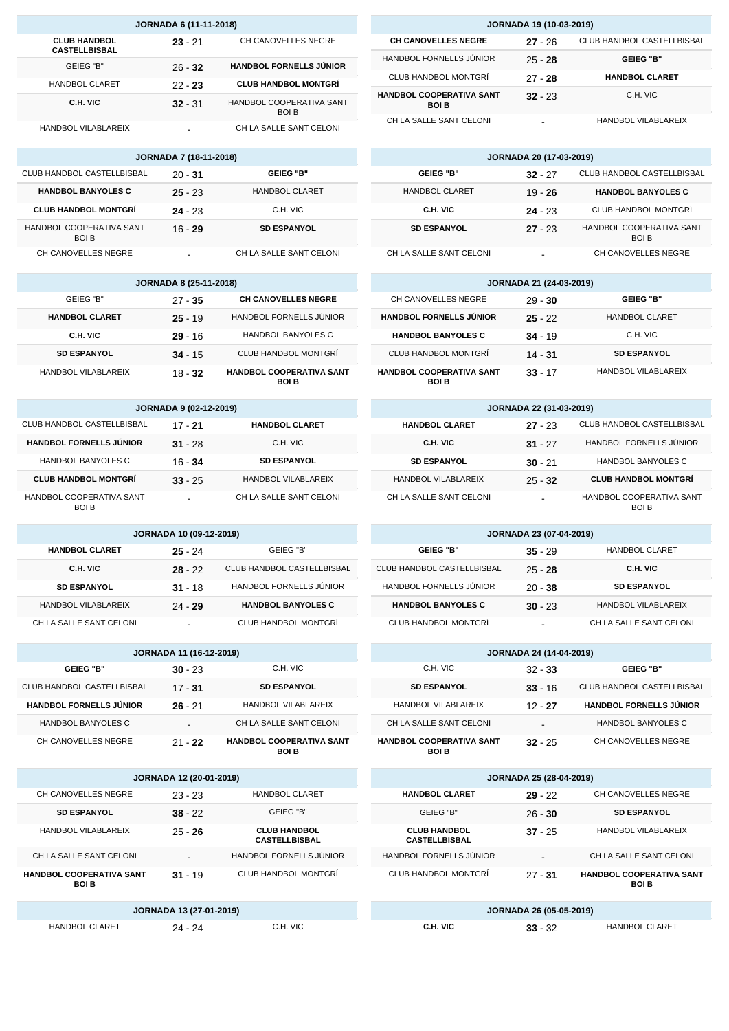| JORNADA 6 (11-11-2018) | | |
|---|---|---|
| **CLUB HANDBOL CASTELLBISBAL** | **23** - 21 | CH CANOVELLES NEGRE |
| GEIEG "B" | 26 - **32** | **HANDBOL FORNELLS JÚNIOR** |
| HANDBOL CLARET | 22 - **23** | **CLUB HANDBOL MONTGRÍ** |
| **C.H. VIC** | **32** - 31 | HANDBOL COOPERATIVA SANT BOI B |
| HANDBOL VILABLAREIX | - | CH LA SALLE SANT CELONI |

| JORNADA 7 (18-11-2018) | | |
|---|---|---|
| CLUB HANDBOL CASTELLBISBAL | 20 - **31** | **GEIEG "B"** |
| **HANDBOL BANYOLES C** | **25** - 23 | HANDBOL CLARET |
| **CLUB HANDBOL MONTGRÍ** | **24** - 23 | C.H. VIC |
| HANDBOL COOPERATIVA SANT BOI B | 16 - **29** | **SD ESPANYOL** |
| CH CANOVELLES NEGRE | - | CH LA SALLE SANT CELONI |

| JORNADA 8 (25-11-2018) | | |
|---|---|---|
| GEIEG "B" | 27 - **35** | **CH CANOVELLES NEGRE** |
| **HANDBOL CLARET** | **25** - 19 | HANDBOL FORNELLS JÚNIOR |
| **C.H. VIC** | **29** - 16 | HANDBOL BANYOLES C |
| **SD ESPANYOL** | **34** - 15 | CLUB HANDBOL MONTGRÍ |
| HANDBOL VILABLAREIX | 18 - **32** | **HANDBOL COOPERATIVA SANT BOI B** |

| JORNADA 9 (02-12-2019) | | |
|---|---|---|
| CLUB HANDBOL CASTELLBISBAL | 17 - **21** | **HANDBOL CLARET** |
| **HANDBOL FORNELLS JÚNIOR** | **31** - 28 | C.H. VIC |
| HANDBOL BANYOLES C | 16 - **34** | **SD ESPANYOL** |
| **CLUB HANDBOL MONTGRÍ** | **33** - 25 | HANDBOL VILABLAREIX |
| HANDBOL COOPERATIVA SANT BOI B | - | CH LA SALLE SANT CELONI |

| JORNADA 10 (09-12-2019) | | |
|---|---|---|
| **HANDBOL CLARET** | **25** - 24 | GEIEG "B" |
| **C.H. VIC** | **28** - 22 | CLUB HANDBOL CASTELLBISBAL |
| **SD ESPANYOL** | **31** - 18 | HANDBOL FORNELLS JÚNIOR |
| HANDBOL VILABLAREIX | 24 - **29** | **HANDBOL BANYOLES C** |
| CH LA SALLE SANT CELONI | - | CLUB HANDBOL MONTGRÍ |

| JORNADA 11 (16-12-2019) | | |
|---|---|---|
| **GEIEG "B"** | **30** - 23 | C.H. VIC |
| CLUB HANDBOL CASTELLBISBAL | 17 - **31** | **SD ESPANYOL** |
| **HANDBOL FORNELLS JÚNIOR** | **26** - 21 | HANDBOL VILABLAREIX |
| HANDBOL BANYOLES C | - | CH LA SALLE SANT CELONI |
| CH CANOVELLES NEGRE | 21 - **22** | **HANDBOL COOPERATIVA SANT BOI B** |

| JORNADA 12 (20-01-2019) | | |
|---|---|---|
| CH CANOVELLES NEGRE | 23 - 23 | HANDBOL CLARET |
| **SD ESPANYOL** | **38** - 22 | GEIEG "B" |
| HANDBOL VILABLAREIX | 25 - **26** | **CLUB HANDBOL CASTELLBISBAL** |
| CH LA SALLE SANT CELONI | - | HANDBOL FORNELLS JÚNIOR |
| **HANDBOL COOPERATIVA SANT BOI B** | **31** - 19 | CLUB HANDBOL MONTGRÍ |

| JORNADA 13 (27-01-2019) | | |
|---|---|---|
| HANDBOL CLARET | 24 - 24 | C.H. VIC |

| JORNADA 19 (10-03-2019) | | |
|---|---|---|
| **CH CANOVELLES NEGRE** | **27** - 26 | CLUB HANDBOL CASTELLBISBAL |
| HANDBOL FORNELLS JÚNIOR | 25 - **28** | **GEIEG "B"** |
| CLUB HANDBOL MONTGRÍ | 27 - **28** | **HANDBOL CLARET** |
| **HANDBOL COOPERATIVA SANT BOI B** | **32** - 23 | C.H. VIC |
| CH LA SALLE SANT CELONI | - | HANDBOL VILABLAREIX |

| JORNADA 20 (17-03-2019) | | |
|---|---|---|
| **GEIEG "B"** | **32** - 27 | CLUB HANDBOL CASTELLBISBAL |
| HANDBOL CLARET | 19 - **26** | **HANDBOL BANYOLES C** |
| **C.H. VIC** | **24** - 23 | CLUB HANDBOL MONTGRÍ |
| **SD ESPANYOL** | **27** - 23 | HANDBOL COOPERATIVA SANT BOI B |
| CH LA SALLE SANT CELONI | - | CH CANOVELLES NEGRE |

| JORNADA 21 (24-03-2019) | | |
|---|---|---|
| CH CANOVELLES NEGRE | 29 - **30** | **GEIEG "B"** |
| **HANDBOL FORNELLS JÚNIOR** | **25** - 22 | HANDBOL CLARET |
| **HANDBOL BANYOLES C** | **34** - 19 | C.H. VIC |
| CLUB HANDBOL MONTGRÍ | 14 - **31** | **SD ESPANYOL** |
| **HANDBOL COOPERATIVA SANT BOI B** | **33** - 17 | HANDBOL VILABLAREIX |

| JORNADA 22 (31-03-2019) | | |
|---|---|---|
| **HANDBOL CLARET** | **27** - 23 | CLUB HANDBOL CASTELLBISBAL |
| **C.H. VIC** | **31** - 27 | HANDBOL FORNELLS JÚNIOR |
| **SD ESPANYOL** | **30** - 21 | HANDBOL BANYOLES C |
| HANDBOL VILABLAREIX | 25 - **32** | **CLUB HANDBOL MONTGRÍ** |
| CH LA SALLE SANT CELONI | - | HANDBOL COOPERATIVA SANT BOI B |

| JORNADA 23 (07-04-2019) | | |
|---|---|---|
| **GEIEG "B"** | **35** - 29 | HANDBOL CLARET |
| CLUB HANDBOL CASTELLBISBAL | 25 - **28** | **C.H. VIC** |
| HANDBOL FORNELLS JÚNIOR | 20 - **38** | **SD ESPANYOL** |
| **HANDBOL BANYOLES C** | **30** - 23 | HANDBOL VILABLAREIX |
| CLUB HANDBOL MONTGRÍ | - | CH LA SALLE SANT CELONI |

| JORNADA 24 (14-04-2019) | | |
|---|---|---|
| C.H. VIC | 32 - **33** | **GEIEG "B"** |
| **SD ESPANYOL** | **33** - 16 | CLUB HANDBOL CASTELLBISBAL |
| HANDBOL VILABLAREIX | 12 - **27** | **HANDBOL FORNELLS JÚNIOR** |
| CH LA SALLE SANT CELONI | - | HANDBOL BANYOLES C |
| **HANDBOL COOPERATIVA SANT BOI B** | **32** - 25 | CH CANOVELLES NEGRE |

| JORNADA 25 (28-04-2019) | | |
|---|---|---|
| **HANDBOL CLARET** | **29** - 22 | CH CANOVELLES NEGRE |
| GEIEG "B" | 26 - **30** | **SD ESPANYOL** |
| **CLUB HANDBOL CASTELLBISBAL** | **37** - 25 | HANDBOL VILABLAREIX |
| HANDBOL FORNELLS JÚNIOR | - | CH LA SALLE SANT CELONI |
| CLUB HANDBOL MONTGRÍ | 27 - **31** | **HANDBOL COOPERATIVA SANT BOI B** |

| JORNADA 26 (05-05-2019) | | |
|---|---|---|
| **C.H. VIC** | **33** - 32 | HANDBOL CLARET |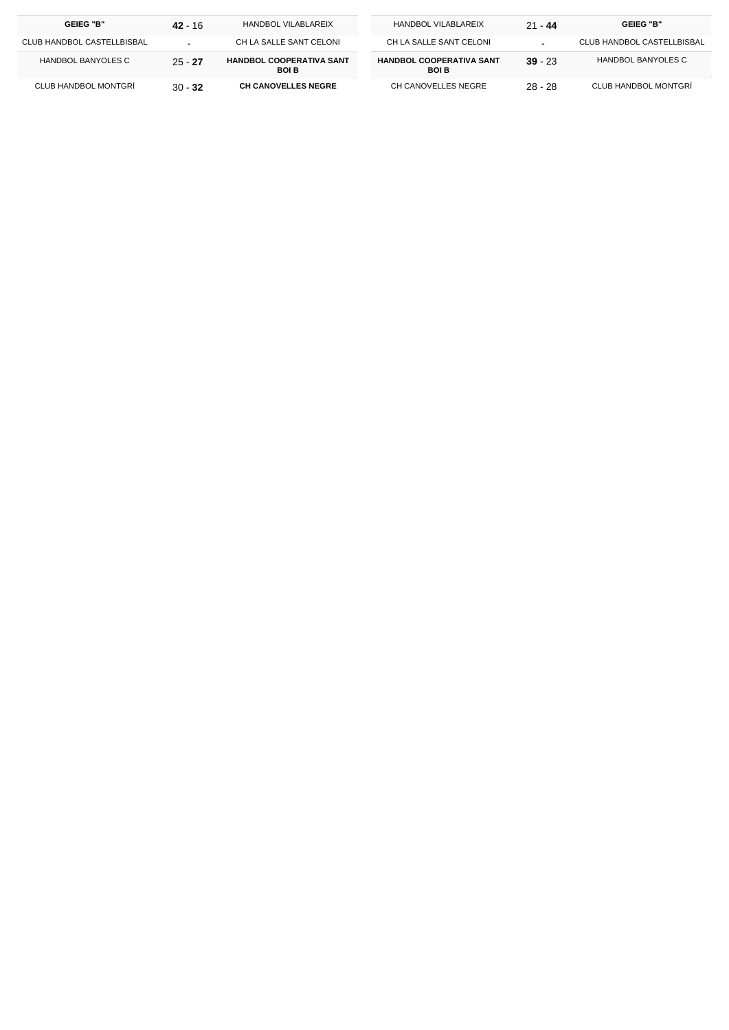| | | | | | |
|---|---|---|---|---|---|
| **GEIEG "B"** | **42** - 16 | HANDBOL VILABLAREIX | HANDBOL VILABLAREIX | 21 - **44** | **GEIEG "B"** |
| CLUB HANDBOL CASTELLBISBAL | - | CH LA SALLE SANT CELONI | CH LA SALLE SANT CELONI | - | CLUB HANDBOL CASTELLBISBAL |
| HANDBOL BANYOLES C | 25 - **27** | **HANDBOL COOPERATIVA SANT BOI B** | **HANDBOL COOPERATIVA SANT BOI B** | **39** - 23 | HANDBOL BANYOLES C |
| CLUB HANDBOL MONTGRÍ | 30 - **32** | **CH CANOVELLES NEGRE** | CH CANOVELLES NEGRE | 28 - 28 | CLUB HANDBOL MONTGRÍ |